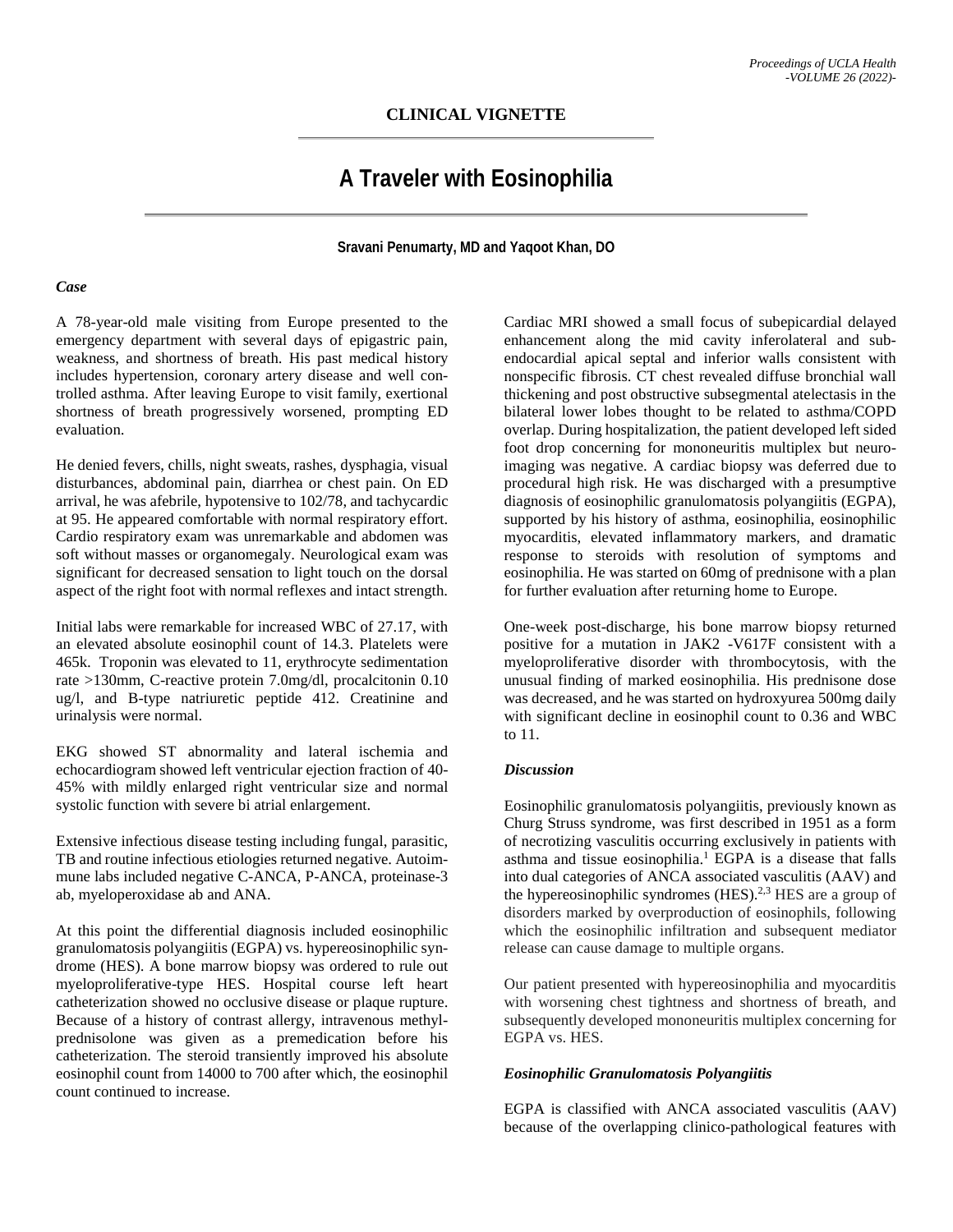## CLINICAL VIGNETTE

# A Traveler with Eosinophilia

**Sravani Penumarty, MD and Yaqoot Khan, DO**

### *Case*

A 78-year-old male visiting from Europe presented to the emergency department with several days of epigastric pain, weakness, and shortness of breath. His past medical history includes hypertension, coronary artery disease and well controlled asthma. After leaving Europe to visit family, exertional shortness of breath progressively worsened, prompting ED evaluation.

He denied fevers, chills, night sweats, rashes, dysphagia, visual disturbances, abdominal pain, diarrhea or chest pain. On ED arrival, he was afebrile, hypotensive to 102/78, and tachycardic at 95. He appeared comfortable with normal respiratory effort. Cardio respiratory exam was unremarkable and abdomen was soft without masses or organomegaly. Neurological exam was significant for decreased sensation to light touch on the dorsal aspect of the right foot with normal reflexes and intact strength.

Initial labs were remarkable for increased WBC of 27.17, with an elevated absolute eosinophil count of 14.3. Platelets were 465k. Troponin was elevated to 11, erythrocyte sedimentation rate >130mm, C-reactive protein 7.0mg/dl, procalcitonin 0.10 ug/l, and B-type natriuretic peptide 412. Creatinine and urinalysis were normal.

EKG showed ST abnormality and lateral ischemia and echocardiogram showed left ventricular ejection fraction of 40-45% with mildly enlarged right ventricular size and normal systolic function with severe bi atrial enlargement.

Extensive infectious disease testing including fungal, parasitic, TB and routine infectious etiologies returned negative. Autoimmune labs included negative C-ANCA, P-ANCA, proteinase-3 ab, myeloperoxidase ab and ANA.

At this point the differential diagnosis included eosinophilic granulomatosis polyangiitis (EGPA) vs. hypereosinophilic syndrome (HES). A bone marrow biopsy was ordered to rule out myeloproliferative-type HES. Hospital course left heart catheterization showed no occlusive disease or plaque rupture. Because of a history of contrast allergy, intravenous methylprednisolone was given as a premedication before his catheterization. The steroid transiently improved his absolute eosinophil count from 14000 to 700 after which, the eosinophil count continued to increase.

Cardiac MRI showed a small focus of subepicardial delayed enhancement along the mid cavity inferolateral and subendocardial apical septal and inferior walls consistent with nonspecific fibrosis. CT chest revealed diffuse bronchial wall thickening and post obstructive subsegmental atelectasis in the bilateral lower lobes thought to be related to asthma/COPD overlap. During hospitalization, the patient developed left sided foot drop concerning for mononeuritis multiplex but neuroimaging was negative. A cardiac biopsy was deferred due to procedural high risk. He was discharged with a presumptive diagnosis of eosinophilic granulomatosis polyangiitis (EGPA), supported by his history of asthma, eosinophilia, eosinophilic myocarditis, elevated inflammatory markers, and dramatic response to steroids with resolution of symptoms and eosinophilia. He was started on 60mg of prednisone with a plan for further evaluation after returning home to Europe.

One-week post-discharge, his bone marrow biopsy returned positive for a mutation in JAK2 -V617F consistent with a myeloproliferative disorder with thrombocytosis, with the unusual finding of marked eosinophilia. His prednisone dose was decreased, and he was started on hydroxyurea 500mg daily with significant decline in eosinophil count to 0.36 and WBC to 11.

### *Discussion*

Eosinophilic granulomatosis polyangiitis, previously known as Churg Struss syndrome, was first described in 1951 as a form of necrotizing vasculitis occurring exclusively in patients with asthma and tissue eosinophilia.[1] EGPA is a disease that falls into dual categories of ANCA associated vasculitis (AAV) and the hypereosinophilic syndromes (HES).[2,3] HES are a group of disorders marked by overproduction of eosinophils, following which the eosinophilic infiltration and subsequent mediator release can cause damage to multiple organs.

Our patient presented with hypereosinophilia and myocarditis with worsening chest tightness and shortness of breath, and subsequently developed mononeuritis multiplex concerning for EGPA vs. HES.

#### *Eosinophilic Granulomatosis Polyangiitis*

EGPA is classified with ANCA associated vasculitis (AAV) because of the overlapping clinico-pathological features with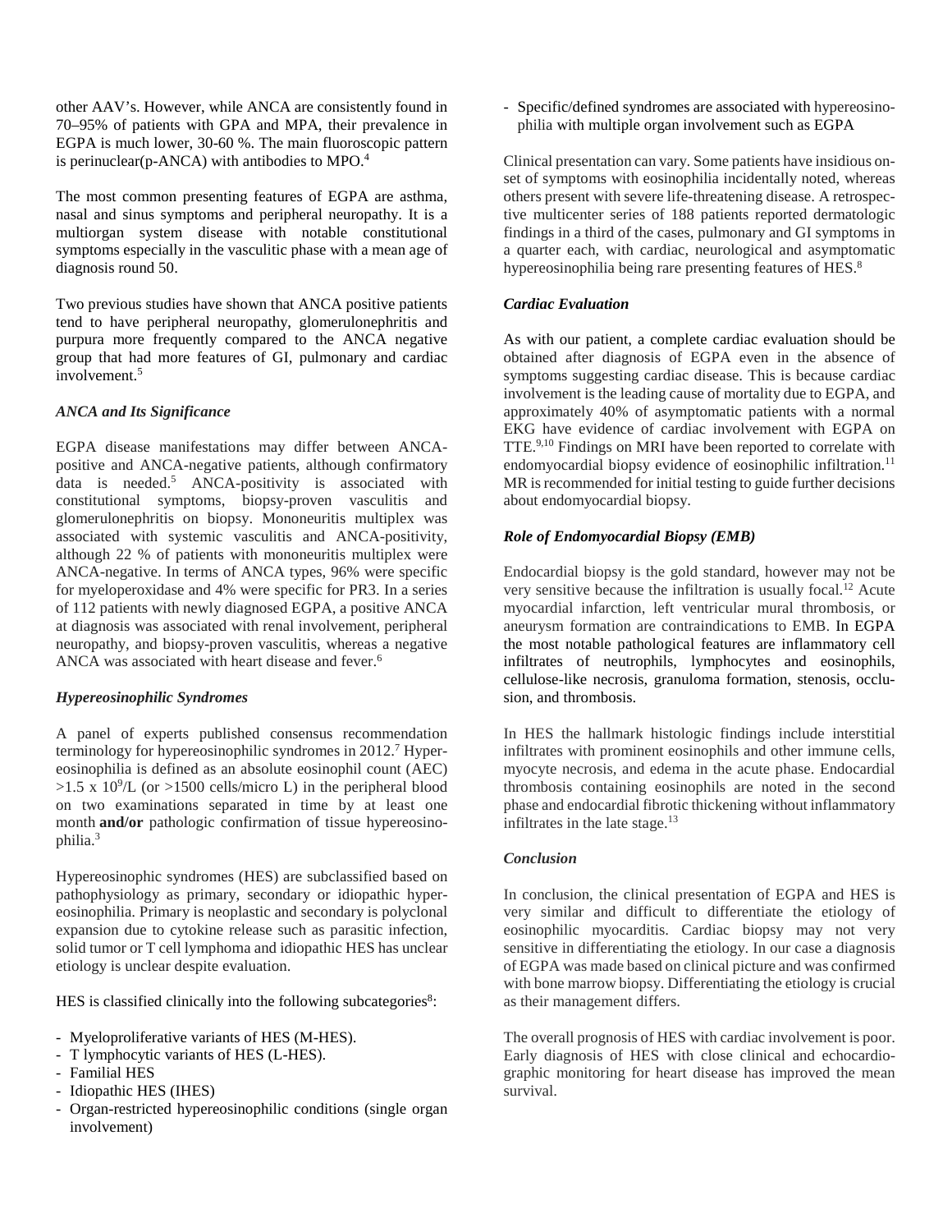other AAV's. However, while ANCA are consistently found in 70–95% of patients with GPA and MPA, their prevalence in EGPA is much lower, 30-60 %. The main fluoroscopic pattern is perinuclear(p-ANCA) with antibodies to MPO.[4]

The most common presenting features of EGPA are asthma, nasal and sinus symptoms and peripheral neuropathy. It is a multiorgan system disease with notable constitutional symptoms especially in the vasculitic phase with a mean age of diagnosis round 50.

Two previous studies have shown that ANCA positive patients tend to have peripheral neuropathy, glomerulonephritis and purpura more frequently compared to the ANCA negative group that had more features of GI, pulmonary and cardiac involvement.[5]

### *ANCA and Its Significance*

EGPA disease manifestations may differ between ANCA-positive and ANCA-negative patients, although confirmatory data is needed.[5] ANCA-positivity is associated with constitutional symptoms, biopsy-proven vasculitis and glomerulonephritis on biopsy. Mononeuritis multiplex was associated with systemic vasculitis and ANCA-positivity, although 22 % of patients with mononeuritis multiplex were ANCA-negative. In terms of ANCA types, 96% were specific for myeloperoxidase and 4% were specific for PR3. In a series of 112 patients with newly diagnosed EGPA, a positive ANCA at diagnosis was associated with renal involvement, peripheral neuropathy, and biopsy-proven vasculitis, whereas a negative ANCA was associated with heart disease and fever.[6]

### *Hypereosinophilic Syndromes*

A panel of experts published consensus recommendation terminology for hypereosinophilic syndromes in 2012.[7] Hypereosinophilia is defined as an absolute eosinophil count (AEC) $>1.5 \times 10^9$/L (or >1500 cells/micro L) in the peripheral blood on two examinations separated in time by at least one month **and/or** pathologic confirmation of tissue hypereosinophilia.[3]

Hypereosinophic syndromes (HES) are subclassified based on pathophysiology as primary, secondary or idiopathic hypereosinophilia. Primary is neoplastic and secondary is polyclonal expansion due to cytokine release such as parasitic infection, solid tumor or T cell lymphoma and idiopathic HES has unclear etiology is unclear despite evaluation.

HES is classified clinically into the following subcategories[8]:

- Myeloproliferative variants of HES (M-HES).
- T lymphocytic variants of HES (L-HES).
- Familial HES
- Idiopathic HES (IHES)
- Organ-restricted hypereosinophilic conditions (single organ involvement)
- Specific/defined syndromes are associated with hypereosinophilia with multiple organ involvement such as EGPA

Clinical presentation can vary. Some patients have insidious onset of symptoms with eosinophilia incidentally noted, whereas others present with severe life-threatening disease. A retrospective multicenter series of 188 patients reported dermatologic findings in a third of the cases, pulmonary and GI symptoms in a quarter each, with cardiac, neurological and asymptomatic hypereosinophilia being rare presenting features of HES.[8]

### *Cardiac Evaluation*

As with our patient, a complete cardiac evaluation should be obtained after diagnosis of EGPA even in the absence of symptoms suggesting cardiac disease. This is because cardiac involvement is the leading cause of mortality due to EGPA, and approximately 40% of asymptomatic patients with a normal EKG have evidence of cardiac involvement with EGPA on TTE.[9,10] Findings on MRI have been reported to correlate with endomyocardial biopsy evidence of eosinophilic infiltration.[11] MR is recommended for initial testing to guide further decisions about endomyocardial biopsy.

### *Role of Endomyocardial Biopsy (EMB)*

Endocardial biopsy is the gold standard, however may not be very sensitive because the infiltration is usually focal.[12] Acute myocardial infarction, left ventricular mural thrombosis, or aneurysm formation are contraindications to EMB. In EGPA the most notable pathological features are inflammatory cell infiltrates of neutrophils, lymphocytes and eosinophils, cellulose-like necrosis, granuloma formation, stenosis, occlusion, and thrombosis.

In HES the hallmark histologic findings include interstitial infiltrates with prominent eosinophils and other immune cells, myocyte necrosis, and edema in the acute phase. Endocardial thrombosis containing eosinophils are noted in the second phase and endocardial fibrotic thickening without inflammatory infiltrates in the late stage.[13]

### *Conclusion*

In conclusion, the clinical presentation of EGPA and HES is very similar and difficult to differentiate the etiology of eosinophilic myocarditis. Cardiac biopsy may not very sensitive in differentiating the etiology. In our case a diagnosis of EGPA was made based on clinical picture and was confirmed with bone marrow biopsy. Differentiating the etiology is crucial as their management differs.

The overall prognosis of HES with cardiac involvement is poor. Early diagnosis of HES with close clinical and echocardiographic monitoring for heart disease has improved the mean survival.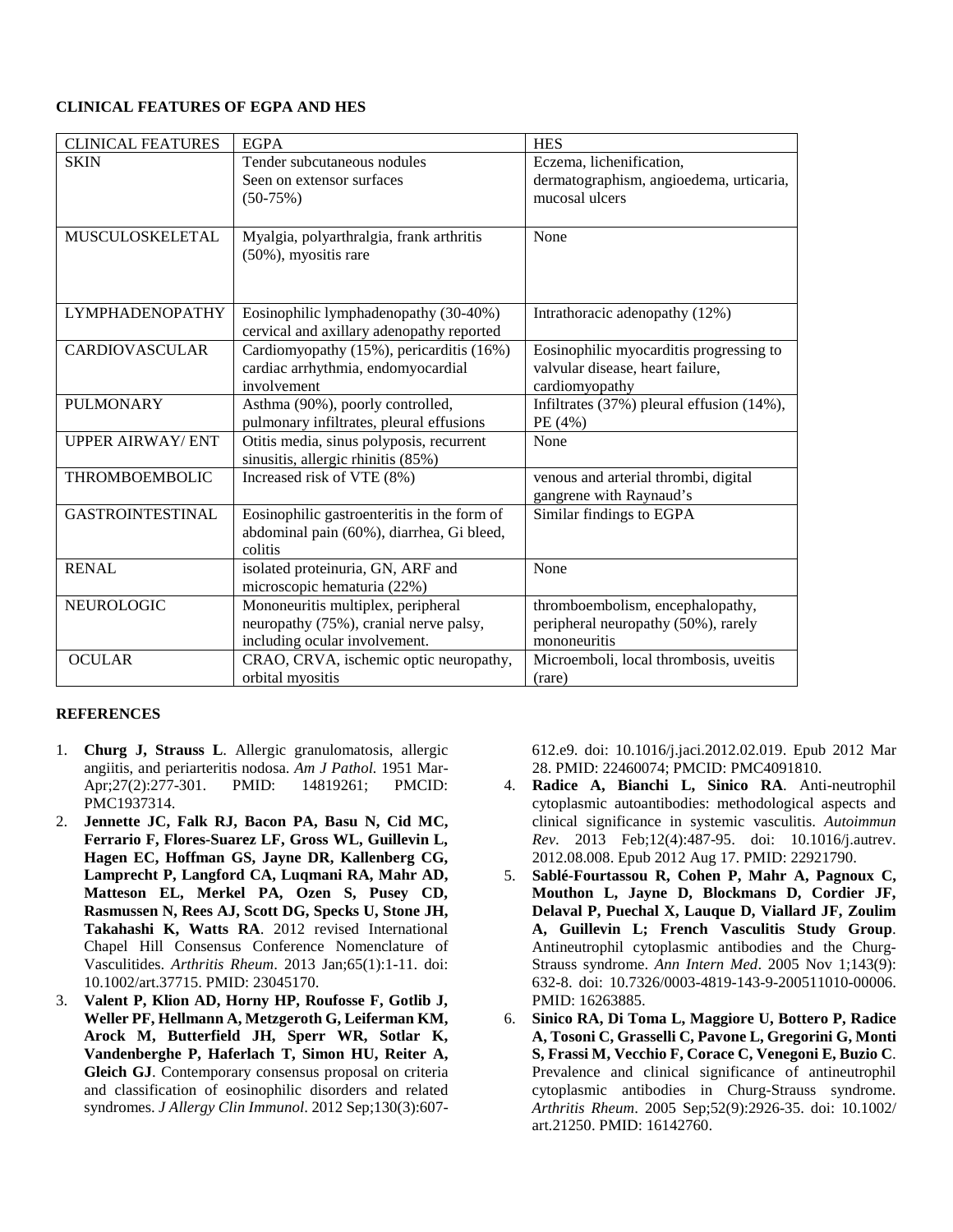**CLINICAL FEATURES OF EGPA AND HES**

| CLINICAL FEATURES | EGPA | HES |
|---|---|---|
| SKIN | Tender subcutaneous nodules Seen on extensor surfaces (50-75%) | Eczema, lichenification, dermatographism, angioedema, urticaria, mucosal ulcers |
| MUSCULOSKELETAL | Myalgia, polyarthralgia, frank arthritis (50%), myositis rare | None |
| LYMPHADENOPATHY | Eosinophilic lymphadenopathy (30-40%) cervical and axillary adenopathy reported | Intrathoracic adenopathy (12%) |
| CARDIOVASCULAR | Cardiomyopathy (15%), pericarditis (16%) cardiac arrhythmia, endomyocardial involvement | Eosinophilic myocarditis progressing to valvular disease, heart failure, cardiomyopathy |
| PULMONARY | Asthma (90%), poorly controlled, pulmonary infiltrates, pleural effusions | Infiltrates (37%) pleural effusion (14%), PE (4%) |
| UPPER AIRWAY/ ENT | Otitis media, sinus polyposis, recurrent sinusitis, allergic rhinitis (85%) | None |
| THROMBOEMBOLIC | Increased risk of VTE (8%) | venous and arterial thrombi, digital gangrene with Raynaud's |
| GASTROINTESTINAL | Eosinophilic gastroenteritis in the form of abdominal pain (60%), diarrhea, Gi bleed, colitis | Similar findings to EGPA |
| RENAL | isolated proteinuria, GN, ARF and microscopic hematuria (22%) | None |
| NEUROLOGIC | Mononeuritis multiplex, peripheral neuropathy (75%), cranial nerve palsy, including ocular involvement. | thromboembolism, encephalopathy, peripheral neuropathy (50%), rarely mononeuritis |
| OCULAR | CRAO, CRVA, ischemic optic neuropathy, orbital myositis | Microemboli, local thrombosis, uveitis (rare) |

**REFERENCES**

1. **Churg J, Strauss L**. Allergic granulomatosis, allergic angiitis, and periarteritis nodosa. *Am J Pathol.* 1951 Mar-Apr;27(2):277-301. PMID: 14819261; PMCID: PMC1937314.
2. **Jennette JC, Falk RJ, Bacon PA, Basu N, Cid MC, Ferrario F, Flores-Suarez LF, Gross WL, Guillevin L, Hagen EC, Hoffman GS, Jayne DR, Kallenberg CG, Lamprecht P, Langford CA, Luqmani RA, Mahr AD, Matteson EL, Merkel PA, Ozen S, Pusey CD, Rasmussen N, Rees AJ, Scott DG, Specks U, Stone JH, Takahashi K, Watts RA**. 2012 revised International Chapel Hill Consensus Conference Nomenclature of Vasculitides. *Arthritis Rheum*. 2013 Jan;65(1):1-11. doi: 10.1002/art.37715. PMID: 23045170.
3. **Valent P, Klion AD, Horny HP, Roufosse F, Gotlib J, Weller PF, Hellmann A, Metzgeroth G, Leiferman KM, Arock M, Butterfield JH, Sperr WR, Sotlar K, Vandenberghe P, Haferlach T, Simon HU, Reiter A, Gleich GJ**. Contemporary consensus proposal on criteria and classification of eosinophilic disorders and related syndromes. *J Allergy Clin Immunol*. 2012 Sep;130(3):607-612.e9. doi: 10.1016/j.jaci.2012.02.019. Epub 2012 Mar 28. PMID: 22460074; PMCID: PMC4091810.
4. **Radice A, Bianchi L, Sinico RA**. Anti-neutrophil cytoplasmic autoantibodies: methodological aspects and clinical significance in systemic vasculitis. *Autoimmun Rev*. 2013 Feb;12(4):487-95. doi: 10.1016/j.autrev.2012.08.008. Epub 2012 Aug 17. PMID: 22921790.
5. **Sablé-Fourtassou R, Cohen P, Mahr A, Pagnoux C, Mouthon L, Jayne D, Blockmans D, Cordier JF, Delaval P, Puechal X, Lauque D, Viallard JF, Zoulim A, Guillevin L; French Vasculitis Study Group**. Antineutrophil cytoplasmic antibodies and the Churg-Strauss syndrome. *Ann Intern Med*. 2005 Nov 1;143(9): 632-8. doi: 10.7326/0003-4819-143-9-200511010-00006. PMID: 16263885.
6. **Sinico RA, Di Toma L, Maggiore U, Bottero P, Radice A, Tosoni C, Grasselli C, Pavone L, Gregorini G, Monti S, Frassi M, Vecchio F, Corace C, Venegoni E, Buzio C**. Prevalence and clinical significance of antineutrophil cytoplasmic antibodies in Churg-Strauss syndrome. *Arthritis Rheum*. 2005 Sep;52(9):2926-35. doi: 10.1002/art.21250. PMID: 16142760.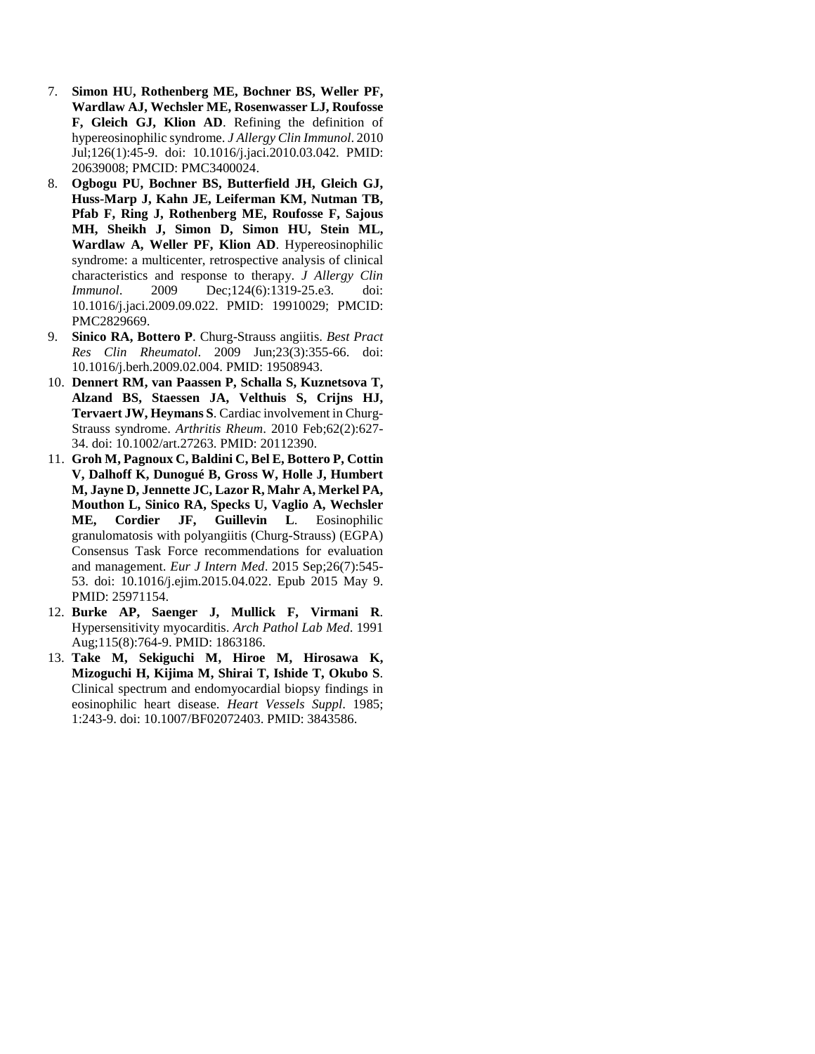7. **Simon HU, Rothenberg ME, Bochner BS, Weller PF, Wardlaw AJ, Wechsler ME, Rosenwasser LJ, Roufosse F, Gleich GJ, Klion AD**. Refining the definition of hypereosinophilic syndrome. *J Allergy Clin Immunol*. 2010 Jul;126(1):45-9. doi: 10.1016/j.jaci.2010.03.042. PMID: 20639008; PMCID: PMC3400024.
8. **Ogbogu PU, Bochner BS, Butterfield JH, Gleich GJ, Huss-Marp J, Kahn JE, Leiferman KM, Nutman TB, Pfab F, Ring J, Rothenberg ME, Roufosse F, Sajous MH, Sheikh J, Simon D, Simon HU, Stein ML, Wardlaw A, Weller PF, Klion AD**. Hypereosinophilic syndrome: a multicenter, retrospective analysis of clinical characteristics and response to therapy. *J Allergy Clin Immunol*. 2009 Dec;124(6):1319-25.e3. doi: 10.1016/j.jaci.2009.09.022. PMID: 19910029; PMCID: PMC2829669.
9. **Sinico RA, Bottero P**. Churg-Strauss angiitis. *Best Pract Res Clin Rheumatol*. 2009 Jun;23(3):355-66. doi: 10.1016/j.berh.2009.02.004. PMID: 19508943.
10. **Dennert RM, van Paassen P, Schalla S, Kuznetsova T, Alzand BS, Staessen JA, Velthuis S, Crijns HJ, Tervaert JW, Heymans S**. Cardiac involvement in Churg-Strauss syndrome. *Arthritis Rheum*. 2010 Feb;62(2):627-34. doi: 10.1002/art.27263. PMID: 20112390.
11. **Groh M, Pagnoux C, Baldini C, Bel E, Bottero P, Cottin V, Dalhoff K, Dunogué B, Gross W, Holle J, Humbert M, Jayne D, Jennette JC, Lazor R, Mahr A, Merkel PA, Mouthon L, Sinico RA, Specks U, Vaglio A, Wechsler ME, Cordier JF, Guillevin L**. Eosinophilic granulomatosis with polyangiitis (Churg-Strauss) (EGPA) Consensus Task Force recommendations for evaluation and management. *Eur J Intern Med*. 2015 Sep;26(7):545-53. doi: 10.1016/j.ejim.2015.04.022. Epub 2015 May 9. PMID: 25971154.
12. **Burke AP, Saenger J, Mullick F, Virmani R**. Hypersensitivity myocarditis. *Arch Pathol Lab Med*. 1991 Aug;115(8):764-9. PMID: 1863186.
13. **Take M, Sekiguchi M, Hiroe M, Hirosawa K, Mizoguchi H, Kijima M, Shirai T, Ishide T, Okubo S**. Clinical spectrum and endomyocardial biopsy findings in eosinophilic heart disease. *Heart Vessels Suppl*. 1985; 1:243-9. doi: 10.1007/BF02072403. PMID: 3843586.